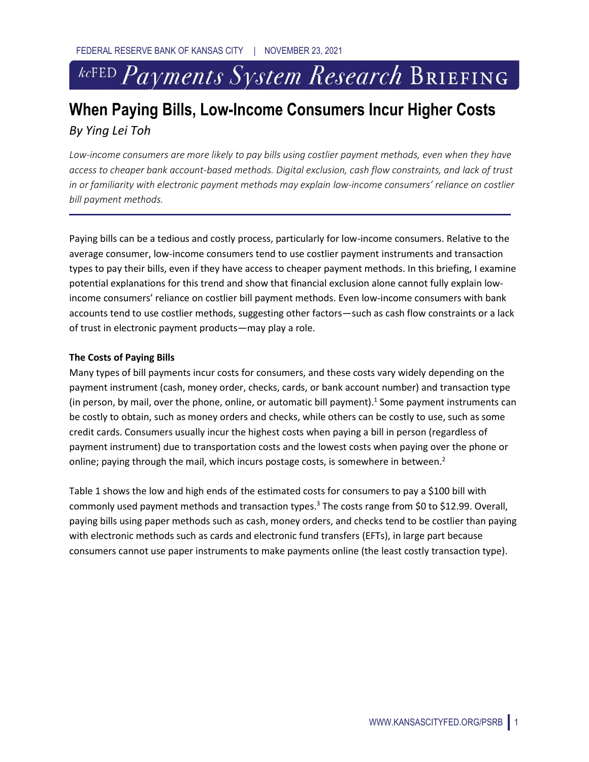FEDERAL RESERVE BANK OF KANSAS CITY | NOVEMBER 23, 2021

kcFED *Payments System Research* BRIEFING

# When Paying Bills, Low-Income Consumers Incur Higher Costs

*By Ying Lei Toh*

*Low-income consumers are more likely to pay bills using costlier payment methods, even when they have access to cheaper bank account-based methods. Digital exclusion, cash flow constraints, and lack of trust in or familiarity with electronic payment methods may explain low-income consumers' reliance on costlier bill payment methods.*

---

Paying bills can be a tedious and costly process, particularly for low-income consumers. Relative to the average consumer, low-income consumers tend to use costlier payment instruments and transaction types to pay their bills, even if they have access to cheaper payment methods. In this briefing, I examine potential explanations for this trend and show that financial exclusion alone cannot fully explain low-income consumers' reliance on costlier bill payment methods. Even low-income consumers with bank accounts tend to use costlier methods, suggesting other factors—such as cash flow constraints or a lack of trust in electronic payment products—may play a role.

**The Costs of Paying Bills**

Many types of bill payments incur costs for consumers, and these costs vary widely depending on the payment instrument (cash, money order, checks, cards, or bank account number) and transaction type (in person, by mail, over the phone, online, or automatic bill payment).[1] Some payment instruments can be costly to obtain, such as money orders and checks, while others can be costly to use, such as some credit cards. Consumers usually incur the highest costs when paying a bill in person (regardless of payment instrument) due to transportation costs and the lowest costs when paying over the phone or online; paying through the mail, which incurs postage costs, is somewhere in between.[2]

Table 1 shows the low and high ends of the estimated costs for consumers to pay a $100 bill with commonly used payment methods and transaction types.[3] The costs range from $0 to $12.99. Overall, paying bills using paper methods such as cash, money orders, and checks tend to be costlier than paying with electronic methods such as cards and electronic fund transfers (EFTs), in large part because consumers cannot use paper instruments to make payments online (the least costly transaction type).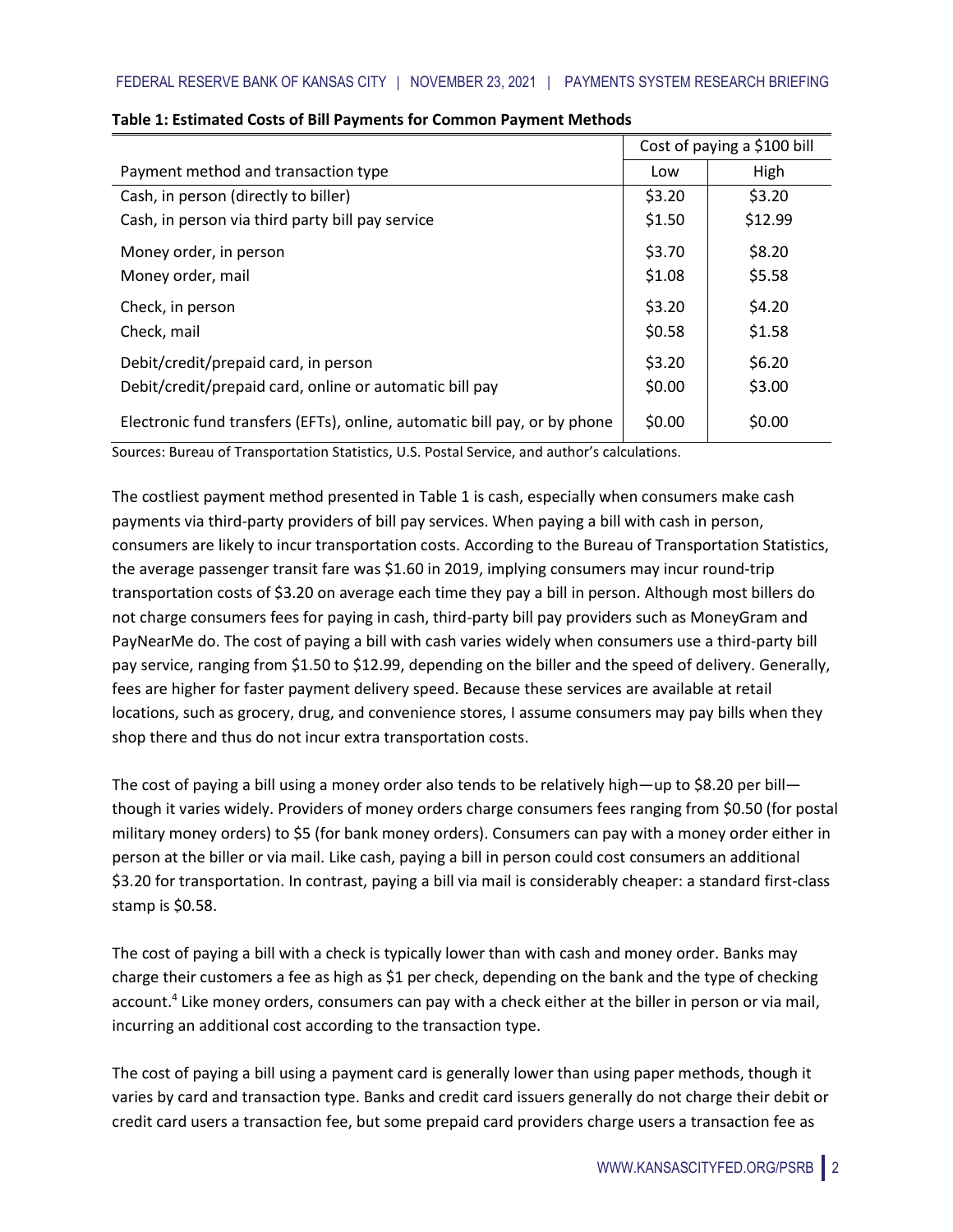**Table 1: Estimated Costs of Bill Payments for Common Payment Methods**

| | Cost of paying a $100 bill | |
|---|---|---|
| Payment method and transaction type | Low | High |
| Cash, in person (directly to biller) | $3.20 | $3.20 |
| Cash, in person via third party bill pay service | $1.50 | $12.99 |
| Money order, in person | $3.70 | $8.20 |
| Money order, mail | $1.08 | $5.58 |
| Check, in person | $3.20 | $4.20 |
| Check, mail | $0.58 | $1.58 |
| Debit/credit/prepaid card, in person | $3.20 | $6.20 |
| Debit/credit/prepaid card, online or automatic bill pay | $0.00 | $3.00 |
| Electronic fund transfers (EFTs), online, automatic bill pay, or by phone | $0.00 | $0.00 |

Sources: Bureau of Transportation Statistics, U.S. Postal Service, and author's calculations.

The costliest payment method presented in Table 1 is cash, especially when consumers make cash payments via third-party providers of bill pay services. When paying a bill with cash in person, consumers are likely to incur transportation costs. According to the Bureau of Transportation Statistics, the average passenger transit fare was $1.60 in 2019, implying consumers may incur round-trip transportation costs of $3.20 on average each time they pay a bill in person. Although most billers do not charge consumers fees for paying in cash, third-party bill pay providers such as MoneyGram and PayNearMe do. The cost of paying a bill with cash varies widely when consumers use a third-party bill pay service, ranging from $1.50 to $12.99, depending on the biller and the speed of delivery. Generally, fees are higher for faster payment delivery speed. Because these services are available at retail locations, such as grocery, drug, and convenience stores, I assume consumers may pay bills when they shop there and thus do not incur extra transportation costs.

The cost of paying a bill using a money order also tends to be relatively high—up to $8.20 per bill—though it varies widely. Providers of money orders charge consumers fees ranging from $0.50 (for postal military money orders) to $5 (for bank money orders). Consumers can pay with a money order either in person at the biller or via mail. Like cash, paying a bill in person could cost consumers an additional $3.20 for transportation. In contrast, paying a bill via mail is considerably cheaper: a standard first-class stamp is $0.58.

The cost of paying a bill with a check is typically lower than with cash and money order. Banks may charge their customers a fee as high as $1 per check, depending on the bank and the type of checking account.[4] Like money orders, consumers can pay with a check either at the biller in person or via mail, incurring an additional cost according to the transaction type.

The cost of paying a bill using a payment card is generally lower than using paper methods, though it varies by card and transaction type. Banks and credit card issuers generally do not charge their debit or credit card users a transaction fee, but some prepaid card providers charge users a transaction fee as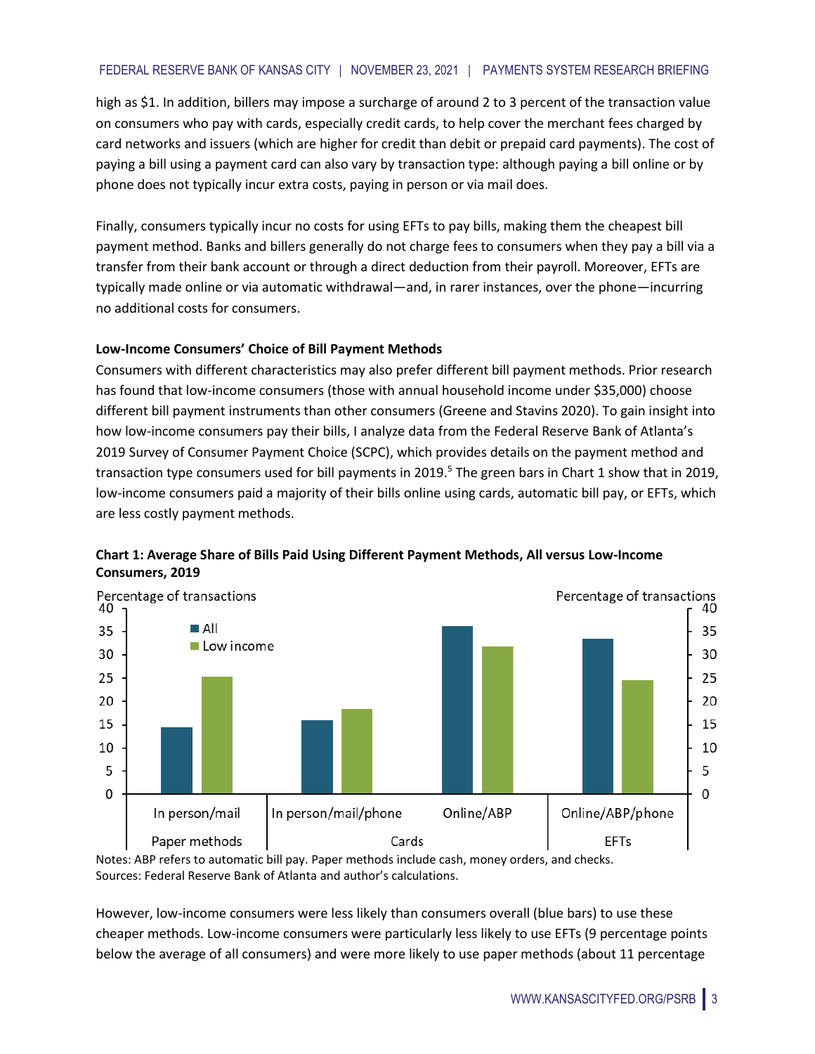high as $1. In addition, billers may impose a surcharge of around 2 to 3 percent of the transaction value on consumers who pay with cards, especially credit cards, to help cover the merchant fees charged by card networks and issuers (which are higher for credit than debit or prepaid card payments). The cost of paying a bill using a payment card can also vary by transaction type: although paying a bill online or by phone does not typically incur extra costs, paying in person or via mail does.

Finally, consumers typically incur no costs for using EFTs to pay bills, making them the cheapest bill payment method. Banks and billers generally do not charge fees to consumers when they pay a bill via a transfer from their bank account or through a direct deduction from their payroll. Moreover, EFTs are typically made online or via automatic withdrawal—and, in rarer instances, over the phone—incurring no additional costs for consumers.

**Low-Income Consumers' Choice of Bill Payment Methods**

Consumers with different characteristics may also prefer different bill payment methods. Prior research has found that low-income consumers (those with annual household income under $35,000) choose different bill payment instruments than other consumers (Greene and Stavins 2020). To gain insight into how low-income consumers pay their bills, I analyze data from the Federal Reserve Bank of Atlanta's 2019 Survey of Consumer Payment Choice (SCPC), which provides details on the payment method and transaction type consumers used for bill payments in 2019.[5] The green bars in Chart 1 show that in 2019, low-income consumers paid a majority of their bills online using cards, automatic bill pay, or EFTs, which are less costly payment methods.

**Chart 1: Average Share of Bills Paid Using Different Payment Methods, All versus Low-Income Consumers, 2019**

Notes: ABP refers to automatic bill pay. Paper methods include cash, money orders, and checks.
Sources: Federal Reserve Bank of Atlanta and author's calculations.

However, low-income consumers were less likely than consumers overall (blue bars) to use these cheaper methods. Low-income consumers were particularly less likely to use EFTs (9 percentage points below the average of all consumers) and were more likely to use paper methods (about 11 percentage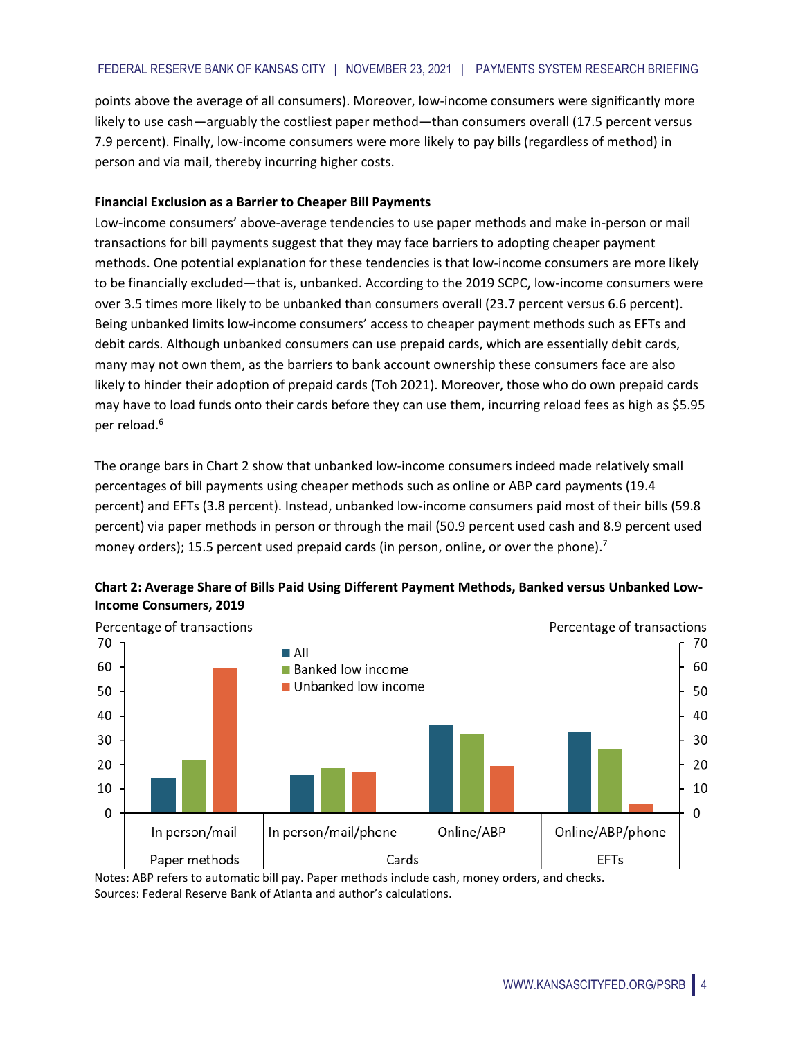points above the average of all consumers). Moreover, low-income consumers were significantly more likely to use cash—arguably the costliest paper method—than consumers overall (17.5 percent versus 7.9 percent). Finally, low-income consumers were more likely to pay bills (regardless of method) in person and via mail, thereby incurring higher costs.

**Financial Exclusion as a Barrier to Cheaper Bill Payments**

Low-income consumers' above-average tendencies to use paper methods and make in-person or mail transactions for bill payments suggest that they may face barriers to adopting cheaper payment methods. One potential explanation for these tendencies is that low-income consumers are more likely to be financially excluded—that is, unbanked. According to the 2019 SCPC, low-income consumers were over 3.5 times more likely to be unbanked than consumers overall (23.7 percent versus 6.6 percent). Being unbanked limits low-income consumers' access to cheaper payment methods such as EFTs and debit cards. Although unbanked consumers can use prepaid cards, which are essentially debit cards, many may not own them, as the barriers to bank account ownership these consumers face are also likely to hinder their adoption of prepaid cards (Toh 2021). Moreover, those who do own prepaid cards may have to load funds onto their cards before they can use them, incurring reload fees as high as $5.95 per reload.[6]

The orange bars in Chart 2 show that unbanked low-income consumers indeed made relatively small percentages of bill payments using cheaper methods such as online or ABP card payments (19.4 percent) and EFTs (3.8 percent). Instead, unbanked low-income consumers paid most of their bills (59.8 percent) via paper methods in person or through the mail (50.9 percent used cash and 8.9 percent used money orders); 15.5 percent used prepaid cards (in person, online, or over the phone).[7]

**Chart 2: Average Share of Bills Paid Using Different Payment Methods, Banked versus Unbanked Low-Income Consumers, 2019**

Notes: ABP refers to automatic bill pay. Paper methods include cash, money orders, and checks.
Sources: Federal Reserve Bank of Atlanta and author's calculations.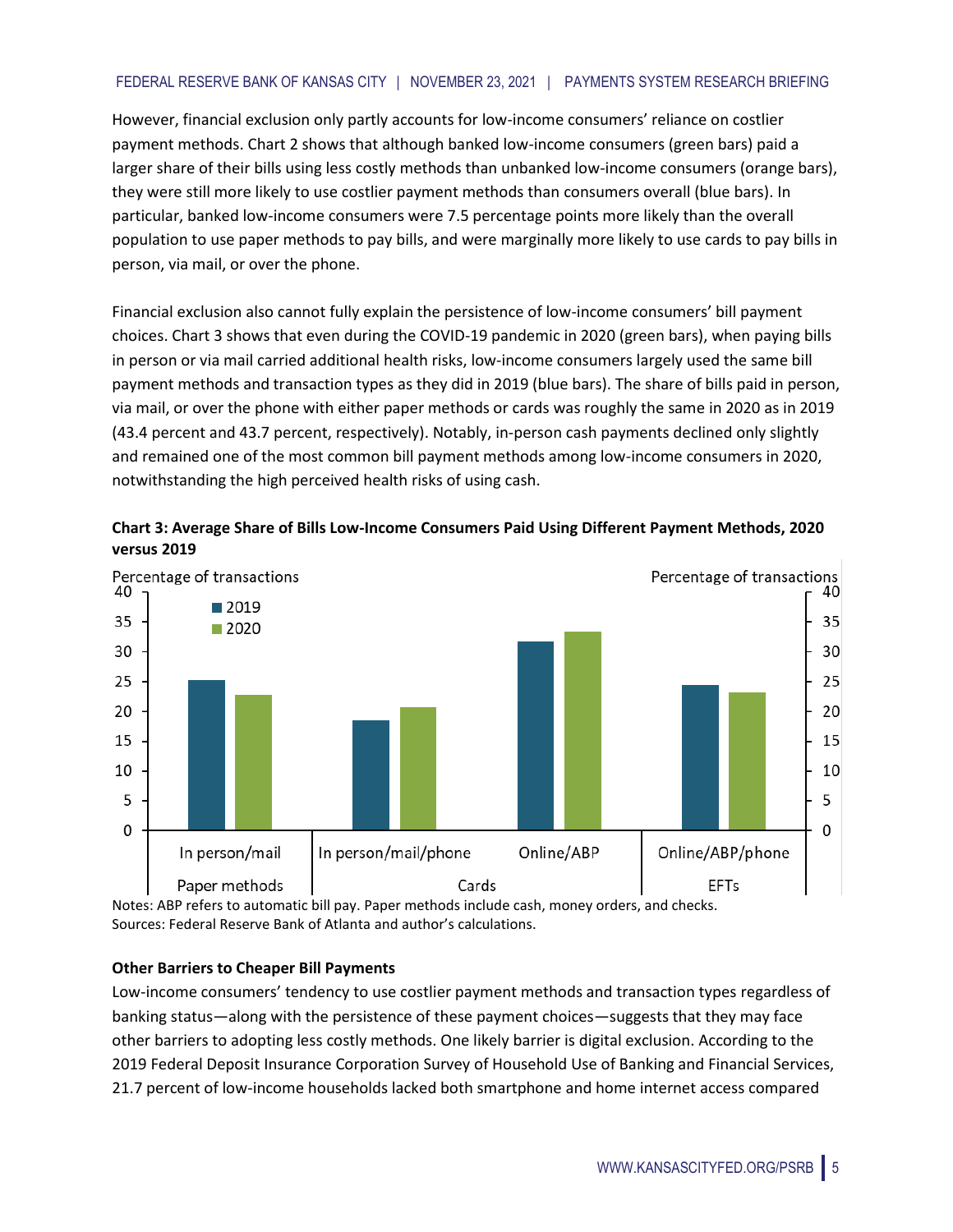However, financial exclusion only partly accounts for low-income consumers' reliance on costlier payment methods. Chart 2 shows that although banked low-income consumers (green bars) paid a larger share of their bills using less costly methods than unbanked low-income consumers (orange bars), they were still more likely to use costlier payment methods than consumers overall (blue bars). In particular, banked low-income consumers were 7.5 percentage points more likely than the overall population to use paper methods to pay bills, and were marginally more likely to use cards to pay bills in person, via mail, or over the phone.

Financial exclusion also cannot fully explain the persistence of low-income consumers' bill payment choices. Chart 3 shows that even during the COVID-19 pandemic in 2020 (green bars), when paying bills in person or via mail carried additional health risks, low-income consumers largely used the same bill payment methods and transaction types as they did in 2019 (blue bars). The share of bills paid in person, via mail, or over the phone with either paper methods or cards was roughly the same in 2020 as in 2019 (43.4 percent and 43.7 percent, respectively). Notably, in-person cash payments declined only slightly and remained one of the most common bill payment methods among low-income consumers in 2020, notwithstanding the high perceived health risks of using cash.

**Chart 3: Average Share of Bills Low-Income Consumers Paid Using Different Payment Methods, 2020 versus 2019**

Notes: ABP refers to automatic bill pay. Paper methods include cash, money orders, and checks.
Sources: Federal Reserve Bank of Atlanta and author's calculations.

**Other Barriers to Cheaper Bill Payments**

Low-income consumers' tendency to use costlier payment methods and transaction types regardless of banking status—along with the persistence of these payment choices—suggests that they may face other barriers to adopting less costly methods. One likely barrier is digital exclusion. According to the 2019 Federal Deposit Insurance Corporation Survey of Household Use of Banking and Financial Services, 21.7 percent of low-income households lacked both smartphone and home internet access compared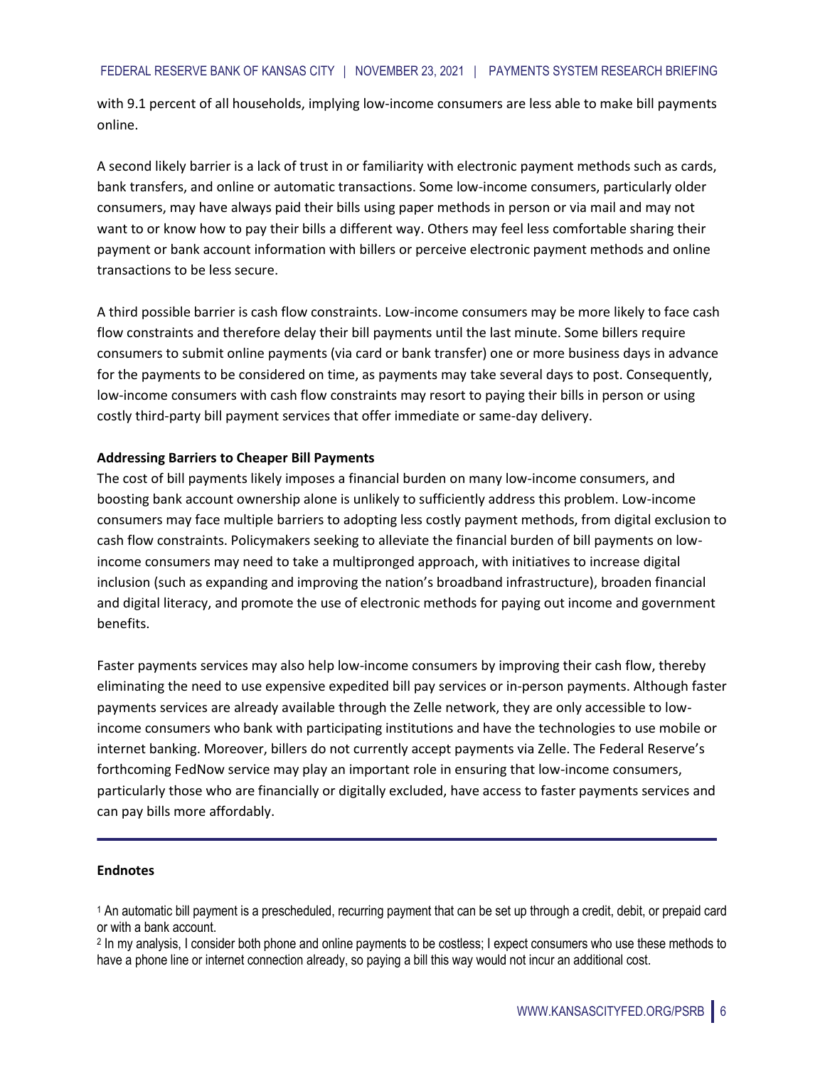with 9.1 percent of all households, implying low-income consumers are less able to make bill payments online.

A second likely barrier is a lack of trust in or familiarity with electronic payment methods such as cards, bank transfers, and online or automatic transactions. Some low-income consumers, particularly older consumers, may have always paid their bills using paper methods in person or via mail and may not want to or know how to pay their bills a different way. Others may feel less comfortable sharing their payment or bank account information with billers or perceive electronic payment methods and online transactions to be less secure.

A third possible barrier is cash flow constraints. Low-income consumers may be more likely to face cash flow constraints and therefore delay their bill payments until the last minute. Some billers require consumers to submit online payments (via card or bank transfer) one or more business days in advance for the payments to be considered on time, as payments may take several days to post. Consequently, low-income consumers with cash flow constraints may resort to paying their bills in person or using costly third-party bill payment services that offer immediate or same-day delivery.

**Addressing Barriers to Cheaper Bill Payments**

The cost of bill payments likely imposes a financial burden on many low-income consumers, and boosting bank account ownership alone is unlikely to sufficiently address this problem. Low-income consumers may face multiple barriers to adopting less costly payment methods, from digital exclusion to cash flow constraints. Policymakers seeking to alleviate the financial burden of bill payments on low-income consumers may need to take a multipronged approach, with initiatives to increase digital inclusion (such as expanding and improving the nation's broadband infrastructure), broaden financial and digital literacy, and promote the use of electronic methods for paying out income and government benefits.

Faster payments services may also help low-income consumers by improving their cash flow, thereby eliminating the need to use expensive expedited bill pay services or in-person payments. Although faster payments services are already available through the Zelle network, they are only accessible to low-income consumers who bank with participating institutions and have the technologies to use mobile or internet banking. Moreover, billers do not currently accept payments via Zelle. The Federal Reserve's forthcoming FedNow service may play an important role in ensuring that low-income consumers, particularly those who are financially or digitally excluded, have access to faster payments services and can pay bills more affordably.

---

**Endnotes**

[1] An automatic bill payment is a prescheduled, recurring payment that can be set up through a credit, debit, or prepaid card or with a bank account.

[2] In my analysis, I consider both phone and online payments to be costless; I expect consumers who use these methods to have a phone line or internet connection already, so paying a bill this way would not incur an additional cost.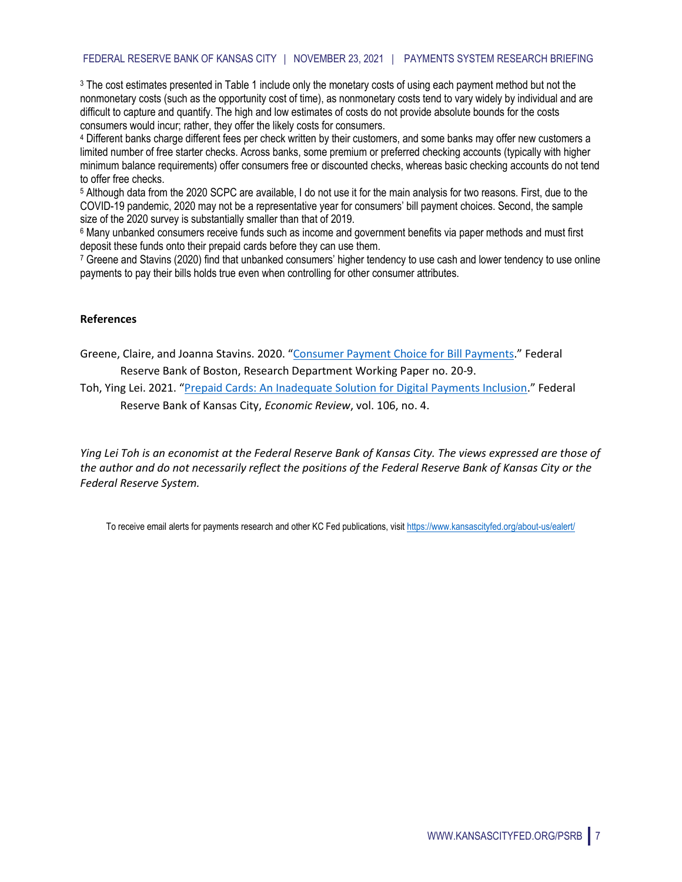[3] The cost estimates presented in Table 1 include only the monetary costs of using each payment method but not the nonmonetary costs (such as the opportunity cost of time), as nonmonetary costs tend to vary widely by individual and are difficult to capture and quantify. The high and low estimates of costs do not provide absolute bounds for the costs consumers would incur; rather, they offer the likely costs for consumers.

[4] Different banks charge different fees per check written by their customers, and some banks may offer new customers a limited number of free starter checks. Across banks, some premium or preferred checking accounts (typically with higher minimum balance requirements) offer consumers free or discounted checks, whereas basic checking accounts do not tend to offer free checks.

[5] Although data from the 2020 SCPC are available, I do not use it for the main analysis for two reasons. First, due to the COVID-19 pandemic, 2020 may not be a representative year for consumers' bill payment choices. Second, the sample size of the 2020 survey is substantially smaller than that of 2019.

[6] Many unbanked consumers receive funds such as income and government benefits via paper methods and must first deposit these funds onto their prepaid cards before they can use them.

[7] Greene and Stavins (2020) find that unbanked consumers' higher tendency to use cash and lower tendency to use online payments to pay their bills holds true even when controlling for other consumer attributes.

**References**

Greene, Claire, and Joanna Stavins. 2020. "Consumer Payment Choice for Bill Payments." Federal Reserve Bank of Boston, Research Department Working Paper no. 20-9.

Toh, Ying Lei. 2021. "Prepaid Cards: An Inadequate Solution for Digital Payments Inclusion." Federal Reserve Bank of Kansas City, *Economic Review*, vol. 106, no. 4.

*Ying Lei Toh is an economist at the Federal Reserve Bank of Kansas City. The views expressed are those of the author and do not necessarily reflect the positions of the Federal Reserve Bank of Kansas City or the Federal Reserve System.*

To receive email alerts for payments research and other KC Fed publications, visit https://www.kansascityfed.org/about-us/ealert/